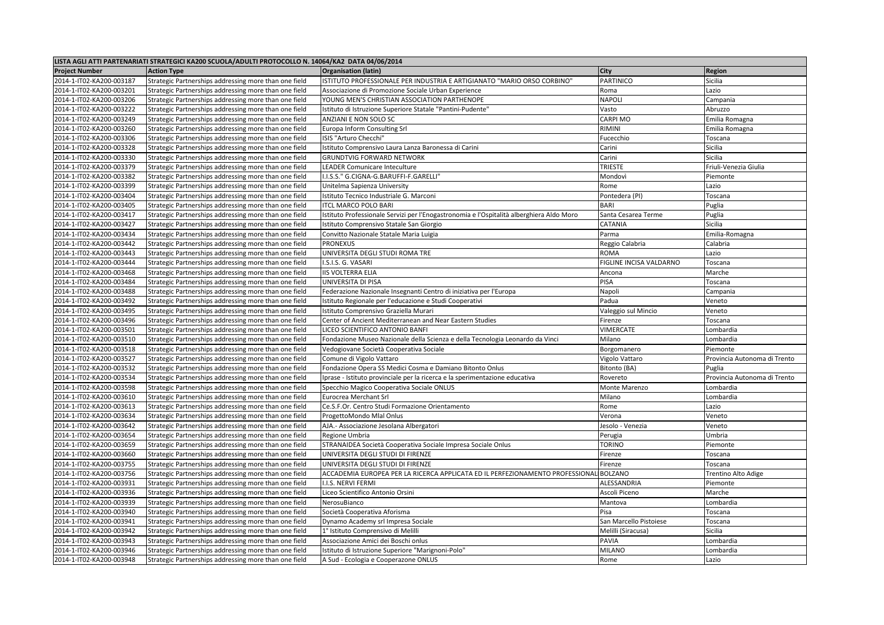| LISTA AGLI ATTI PARTENARIATI STRATEGICI KA200 SCUOLA/ADULTI PROTOCOLLO N. 14064/KA2 DATA 04/06/2014 | | | | |
|---|---|---|---|---|
| **Project Number** | **Action Type** | **Organisation (latin)** | **City** | **Region** |
| 2014-1-IT02-KA200-003187 | Strategic Partnerships addressing more than one field | ISTITUTO PROFESSIONALE PER INDUSTRIA E ARTIGIANATO "MARIO ORSO CORBINO" | PARTINICO | Sicilia |
| 2014-1-IT02-KA200-003201 | Strategic Partnerships addressing more than one field | Associazione di Promozione Sociale Urban Experience | Roma | Lazio |
| 2014-1-IT02-KA200-003206 | Strategic Partnerships addressing more than one field | YOUNG MEN'S CHRISTIAN ASSOCIATION PARTHENOPE | NAPOLI | Campania |
| 2014-1-IT02-KA200-003222 | Strategic Partnerships addressing more than one field | Istituto di Istruzione Superiore Statale "Pantini-Pudente" | Vasto | Abruzzo |
| 2014-1-IT02-KA200-003249 | Strategic Partnerships addressing more than one field | ANZIANI E NON SOLO SC | CARPI MO | Emilia Romagna |
| 2014-1-IT02-KA200-003260 | Strategic Partnerships addressing more than one field | Europa Inform Consulting Srl | RIMINI | Emilia Romagna |
| 2014-1-IT02-KA200-003306 | Strategic Partnerships addressing more than one field | ISIS "Arturo Checchi" | Fucecchio | Toscana |
| 2014-1-IT02-KA200-003328 | Strategic Partnerships addressing more than one field | Istituto Comprensivo Laura Lanza Baronessa di Carini | Carini | Sicilia |
| 2014-1-IT02-KA200-003330 | Strategic Partnerships addressing more than one field | GRUNDTVIG FORWARD NETWORK | Carini | Sicilia |
| 2014-1-IT02-KA200-003379 | Strategic Partnerships addressing more than one field | LEADER Comunicare Inteculture | TRIESTE | Friuli-Venezia Giulia |
| 2014-1-IT02-KA200-003382 | Strategic Partnerships addressing more than one field | I.I.S.S." G.CIGNA-G.BARUFFI-F.GARELLI" | Mondovì | Piemonte |
| 2014-1-IT02-KA200-003399 | Strategic Partnerships addressing more than one field | Unitelma Sapienza University | Rome | Lazio |
| 2014-1-IT02-KA200-003404 | Strategic Partnerships addressing more than one field | Istituto Tecnico Industriale G. Marconi | Pontedera (PI) | Toscana |
| 2014-1-IT02-KA200-003405 | Strategic Partnerships addressing more than one field | ITCL MARCO POLO BARI | BARI | Puglia |
| 2014-1-IT02-KA200-003417 | Strategic Partnerships addressing more than one field | Istituto Professionale Servizi per l'Enogastronomia e l'Ospitalità alberghiera Aldo Moro | Santa Cesarea Terme | Puglia |
| 2014-1-IT02-KA200-003427 | Strategic Partnerships addressing more than one field | Istituto Comprensivo Statale San Giorgio | CATANIA | Sicilia |
| 2014-1-IT02-KA200-003434 | Strategic Partnerships addressing more than one field | Convitto Nazionale Statale Maria Luigia | Parma | Emilia-Romagna |
| 2014-1-IT02-KA200-003442 | Strategic Partnerships addressing more than one field | PRONEXUS | Reggio Calabria | Calabria |
| 2014-1-IT02-KA200-003443 | Strategic Partnerships addressing more than one field | UNIVERSITA DEGLI STUDI ROMA TRE | ROMA | Lazio |
| 2014-1-IT02-KA200-003444 | Strategic Partnerships addressing more than one field | I.S.I.S. G. VASARI | FIGLINE INCISA VALDARNO | Toscana |
| 2014-1-IT02-KA200-003468 | Strategic Partnerships addressing more than one field | IIS VOLTERRA ELIA | Ancona | Marche |
| 2014-1-IT02-KA200-003484 | Strategic Partnerships addressing more than one field | UNIVERSITA DI PISA | PISA | Toscana |
| 2014-1-IT02-KA200-003488 | Strategic Partnerships addressing more than one field | Federazione Nazionale Insegnanti Centro di iniziativa per l'Europa | Napoli | Campania |
| 2014-1-IT02-KA200-003492 | Strategic Partnerships addressing more than one field | Istituto Regionale per l'educazione e Studi Cooperativi | Padua | Veneto |
| 2014-1-IT02-KA200-003495 | Strategic Partnerships addressing more than one field | Istituto Comprensivo Graziella Murari | Valeggio sul Mincio | Veneto |
| 2014-1-IT02-KA200-003496 | Strategic Partnerships addressing more than one field | Center of Ancient Mediterranean and Near Eastern Studies | Firenze | Toscana |
| 2014-1-IT02-KA200-003501 | Strategic Partnerships addressing more than one field | LICEO SCIENTIFICO ANTONIO BANFI | VIMERCATE | Lombardia |
| 2014-1-IT02-KA200-003510 | Strategic Partnerships addressing more than one field | Fondazione Museo Nazionale della Scienza e della Tecnologia Leonardo da Vinci | Milano | Lombardia |
| 2014-1-IT02-KA200-003518 | Strategic Partnerships addressing more than one field | Vedogiovane Società Cooperativa Sociale | Borgomanero | Piemonte |
| 2014-1-IT02-KA200-003527 | Strategic Partnerships addressing more than one field | Comune di Vigolo Vattaro | Vigolo Vattaro | Provincia Autonoma di Trento |
| 2014-1-IT02-KA200-003532 | Strategic Partnerships addressing more than one field | Fondazione Opera SS Medici Cosma e Damiano Bitonto Onlus | Bitonto (BA) | Puglia |
| 2014-1-IT02-KA200-003534 | Strategic Partnerships addressing more than one field | Iprase - Istituto provinciale per la ricerca e la sperimentazione educativa | Rovereto | Provincia Autonoma di Trento |
| 2014-1-IT02-KA200-003598 | Strategic Partnerships addressing more than one field | Specchio Magico Cooperativa Sociale ONLUS | Monte Marenzo | Lombardia |
| 2014-1-IT02-KA200-003610 | Strategic Partnerships addressing more than one field | Eurocrea Merchant Srl | Milano | Lombardia |
| 2014-1-IT02-KA200-003613 | Strategic Partnerships addressing more than one field | Ce.S.F.Or. Centro Studi Formazione Orientamento | Rome | Lazio |
| 2014-1-IT02-KA200-003634 | Strategic Partnerships addressing more than one field | ProgettoMondo Mlal Onlus | Verona | Veneto |
| 2014-1-IT02-KA200-003642 | Strategic Partnerships addressing more than one field | AJA.- Associazione Jesolana Albergatori | Jesolo - Venezia | Veneto |
| 2014-1-IT02-KA200-003654 | Strategic Partnerships addressing more than one field | Regione Umbria | Perugia | Umbria |
| 2014-1-IT02-KA200-003659 | Strategic Partnerships addressing more than one field | STRANAIDEA Società Cooperativa Sociale Impresa Sociale Onlus | TORINO | Piemonte |
| 2014-1-IT02-KA200-003660 | Strategic Partnerships addressing more than one field | UNIVERSITA DEGLI STUDI DI FIRENZE | Firenze | Toscana |
| 2014-1-IT02-KA200-003755 | Strategic Partnerships addressing more than one field | UNIVERSITA DEGLI STUDI DI FIRENZE | Firenze | Toscana |
| 2014-1-IT02-KA200-003756 | Strategic Partnerships addressing more than one field | ACCADEMIA EUROPEA PER LA RICERCA APPLICATA ED IL PERFEZIONAMENTO PROFESSIONAL | BOLZANO | Trentino Alto Adige |
| 2014-1-IT02-KA200-003931 | Strategic Partnerships addressing more than one field | I.I.S. NERVI FERMI | ALESSANDRIA | Piemonte |
| 2014-1-IT02-KA200-003936 | Strategic Partnerships addressing more than one field | Liceo Scientifico Antonio Orsini | Ascoli Piceno | Marche |
| 2014-1-IT02-KA200-003939 | Strategic Partnerships addressing more than one field | NerosuBianco | Mantova | Lombardia |
| 2014-1-IT02-KA200-003940 | Strategic Partnerships addressing more than one field | Società Cooperativa Aforisma | Pisa | Toscana |
| 2014-1-IT02-KA200-003941 | Strategic Partnerships addressing more than one field | Dynamo Academy srl Impresa Sociale | San Marcello Pistoiese | Toscana |
| 2014-1-IT02-KA200-003942 | Strategic Partnerships addressing more than one field | 1° Istituto Comprensivo di Melilli | Melilli (Siracusa) | Sicilia |
| 2014-1-IT02-KA200-003943 | Strategic Partnerships addressing more than one field | Associazione Amici dei Boschi onlus | PAVIA | Lombardia |
| 2014-1-IT02-KA200-003946 | Strategic Partnerships addressing more than one field | Istituto di Istruzione Superiore "Marignoni-Polo" | MILANO | Lombardia |
| 2014-1-IT02-KA200-003948 | Strategic Partnerships addressing more than one field | A Sud - Ecologia e Cooperazone ONLUS | Rome | Lazio |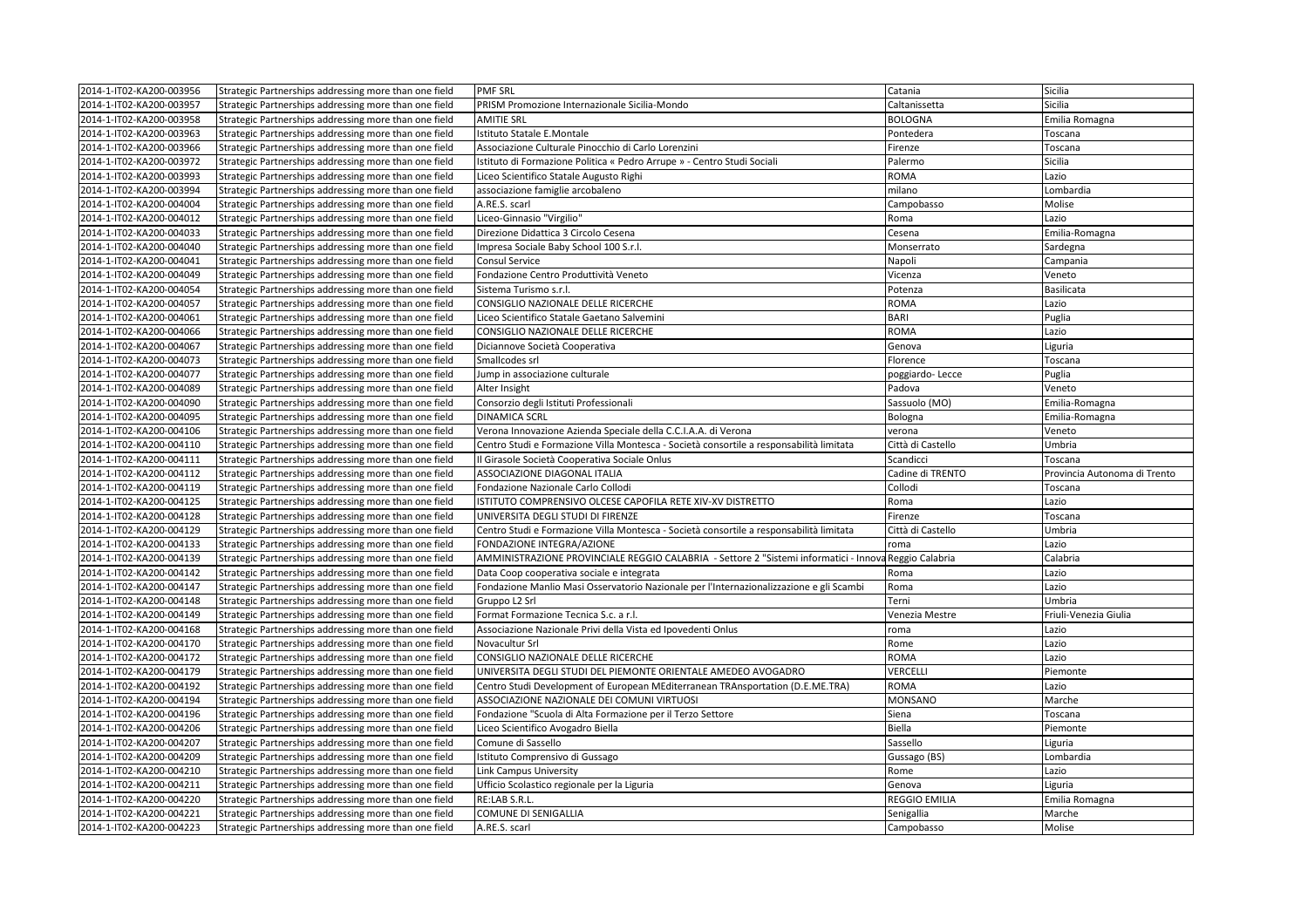| | | | | |
|---|---|---|---|---|
| 2014-1-IT02-KA200-003956 | Strategic Partnerships addressing more than one field | PMF SRL | Catania | Sicilia |
| 2014-1-IT02-KA200-003957 | Strategic Partnerships addressing more than one field | PRISM Promozione Internazionale Sicilia-Mondo | Caltanissetta | Sicilia |
| 2014-1-IT02-KA200-003958 | Strategic Partnerships addressing more than one field | AMITIE SRL | BOLOGNA | Emilia Romagna |
| 2014-1-IT02-KA200-003963 | Strategic Partnerships addressing more than one field | Istituto Statale E.Montale | Pontedera | Toscana |
| 2014-1-IT02-KA200-003966 | Strategic Partnerships addressing more than one field | Associazione Culturale Pinocchio di Carlo Lorenzini | Firenze | Toscana |
| 2014-1-IT02-KA200-003972 | Strategic Partnerships addressing more than one field | Istituto di Formazione Politica « Pedro Arrupe » - Centro Studi Sociali | Palermo | Sicilia |
| 2014-1-IT02-KA200-003993 | Strategic Partnerships addressing more than one field | Liceo Scientifico Statale Augusto Righi | ROMA | Lazio |
| 2014-1-IT02-KA200-003994 | Strategic Partnerships addressing more than one field | associazione famiglie arcobaleno | milano | Lombardia |
| 2014-1-IT02-KA200-004004 | Strategic Partnerships addressing more than one field | A.RE.S. scarl | Campobasso | Molise |
| 2014-1-IT02-KA200-004012 | Strategic Partnerships addressing more than one field | Liceo-Ginnasio "Virgilio" | Roma | Lazio |
| 2014-1-IT02-KA200-004033 | Strategic Partnerships addressing more than one field | Direzione Didattica 3 Circolo Cesena | Cesena | Emilia-Romagna |
| 2014-1-IT02-KA200-004040 | Strategic Partnerships addressing more than one field | Impresa Sociale Baby School 100 S.r.l. | Monserrato | Sardegna |
| 2014-1-IT02-KA200-004041 | Strategic Partnerships addressing more than one field | Consul Service | Napoli | Campania |
| 2014-1-IT02-KA200-004049 | Strategic Partnerships addressing more than one field | Fondazione Centro Produttività Veneto | Vicenza | Veneto |
| 2014-1-IT02-KA200-004054 | Strategic Partnerships addressing more than one field | Sistema Turismo s.r.l. | Potenza | Basilicata |
| 2014-1-IT02-KA200-004057 | Strategic Partnerships addressing more than one field | CONSIGLIO NAZIONALE DELLE RICERCHE | ROMA | Lazio |
| 2014-1-IT02-KA200-004061 | Strategic Partnerships addressing more than one field | Liceo Scientifico Statale Gaetano Salvemini | BARI | Puglia |
| 2014-1-IT02-KA200-004066 | Strategic Partnerships addressing more than one field | CONSIGLIO NAZIONALE DELLE RICERCHE | ROMA | Lazio |
| 2014-1-IT02-KA200-004067 | Strategic Partnerships addressing more than one field | Diciannove Società Cooperativa | Genova | Liguria |
| 2014-1-IT02-KA200-004073 | Strategic Partnerships addressing more than one field | Smallcodes srl | Florence | Toscana |
| 2014-1-IT02-KA200-004077 | Strategic Partnerships addressing more than one field | Jump in associazione culturale | poggiardo- Lecce | Puglia |
| 2014-1-IT02-KA200-004089 | Strategic Partnerships addressing more than one field | Alter Insight | Padova | Veneto |
| 2014-1-IT02-KA200-004090 | Strategic Partnerships addressing more than one field | Consorzio degli Istituti Professionali | Sassuolo (MO) | Emilia-Romagna |
| 2014-1-IT02-KA200-004095 | Strategic Partnerships addressing more than one field | DINAMICA SCRL | Bologna | Emilia-Romagna |
| 2014-1-IT02-KA200-004106 | Strategic Partnerships addressing more than one field | Verona Innovazione Azienda Speciale della C.C.I.A.A. di Verona | verona | Veneto |
| 2014-1-IT02-KA200-004110 | Strategic Partnerships addressing more than one field | Centro Studi e Formazione Villa Montesca - Società consortile a responsabilità limitata | Città di Castello | Umbria |
| 2014-1-IT02-KA200-004111 | Strategic Partnerships addressing more than one field | Il Girasole Società Cooperativa Sociale Onlus | Scandicci | Toscana |
| 2014-1-IT02-KA200-004112 | Strategic Partnerships addressing more than one field | ASSOCIAZIONE DIAGONAL ITALIA | Cadine di TRENTO | Provincia Autonoma di Trento |
| 2014-1-IT02-KA200-004119 | Strategic Partnerships addressing more than one field | Fondazione Nazionale Carlo Collodi | Collodi | Toscana |
| 2014-1-IT02-KA200-004125 | Strategic Partnerships addressing more than one field | ISTITUTO COMPRENSIVO OLCESE CAPOFILA RETE XIV-XV DISTRETTO | Roma | Lazio |
| 2014-1-IT02-KA200-004128 | Strategic Partnerships addressing more than one field | UNIVERSITA DEGLI STUDI DI FIRENZE | Firenze | Toscana |
| 2014-1-IT02-KA200-004129 | Strategic Partnerships addressing more than one field | Centro Studi e Formazione Villa Montesca - Società consortile a responsabilità limitata | Città di Castello | Umbria |
| 2014-1-IT02-KA200-004133 | Strategic Partnerships addressing more than one field | FONDAZIONE INTEGRA/AZIONE | roma | Lazio |
| 2014-1-IT02-KA200-004139 | Strategic Partnerships addressing more than one field | AMMINISTRAZIONE PROVINCIALE REGGIO CALABRIA - Settore 2 "Sistemi informatici - Innova | Reggio Calabria | Calabria |
| 2014-1-IT02-KA200-004142 | Strategic Partnerships addressing more than one field | Data Coop cooperativa sociale e integrata | Roma | Lazio |
| 2014-1-IT02-KA200-004147 | Strategic Partnerships addressing more than one field | Fondazione Manlio Masi Osservatorio Nazionale per l'Internazionalizzazione e gli Scambi | Roma | Lazio |
| 2014-1-IT02-KA200-004148 | Strategic Partnerships addressing more than one field | Gruppo L2 Srl | Terni | Umbria |
| 2014-1-IT02-KA200-004149 | Strategic Partnerships addressing more than one field | Format Formazione Tecnica S.c. a r.l. | Venezia Mestre | Friuli-Venezia Giulia |
| 2014-1-IT02-KA200-004168 | Strategic Partnerships addressing more than one field | Associazione Nazionale Privi della Vista ed Ipovedenti Onlus | roma | Lazio |
| 2014-1-IT02-KA200-004170 | Strategic Partnerships addressing more than one field | Novacultur Srl | Rome | Lazio |
| 2014-1-IT02-KA200-004172 | Strategic Partnerships addressing more than one field | CONSIGLIO NAZIONALE DELLE RICERCHE | ROMA | Lazio |
| 2014-1-IT02-KA200-004179 | Strategic Partnerships addressing more than one field | UNIVERSITA DEGLI STUDI DEL PIEMONTE ORIENTALE AMEDEO AVOGADRO | VERCELLI | Piemonte |
| 2014-1-IT02-KA200-004192 | Strategic Partnerships addressing more than one field | Centro Studi Development of European MEditerranean TRAnsportation (D.E.ME.TRA) | ROMA | Lazio |
| 2014-1-IT02-KA200-004194 | Strategic Partnerships addressing more than one field | ASSOCIAZIONE NAZIONALE DEI COMUNI VIRTUOSI | MONSANO | Marche |
| 2014-1-IT02-KA200-004196 | Strategic Partnerships addressing more than one field | Fondazione "Scuola di Alta Formazione per il Terzo Settore | Siena | Toscana |
| 2014-1-IT02-KA200-004206 | Strategic Partnerships addressing more than one field | Liceo Scientifico Avogadro Biella | Biella | Piemonte |
| 2014-1-IT02-KA200-004207 | Strategic Partnerships addressing more than one field | Comune di Sassello | Sassello | Liguria |
| 2014-1-IT02-KA200-004209 | Strategic Partnerships addressing more than one field | Istituto Comprensivo di Gussago | Gussago (BS) | Lombardia |
| 2014-1-IT02-KA200-004210 | Strategic Partnerships addressing more than one field | Link Campus University | Rome | Lazio |
| 2014-1-IT02-KA200-004211 | Strategic Partnerships addressing more than one field | Ufficio Scolastico regionale per la Liguria | Genova | Liguria |
| 2014-1-IT02-KA200-004220 | Strategic Partnerships addressing more than one field | RE:LAB S.R.L. | REGGIO EMILIA | Emilia Romagna |
| 2014-1-IT02-KA200-004221 | Strategic Partnerships addressing more than one field | COMUNE DI SENIGALLIA | Senigallia | Marche |
| 2014-1-IT02-KA200-004223 | Strategic Partnerships addressing more than one field | A.RE.S. scarl | Campobasso | Molise |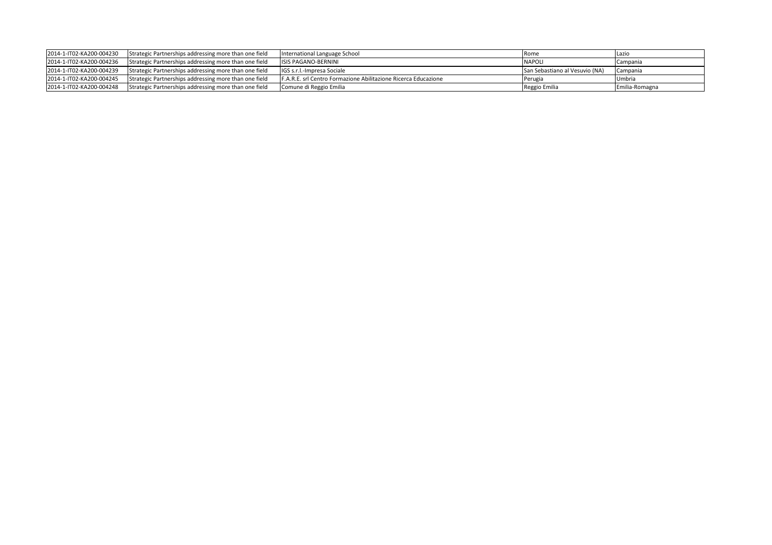| | | | | |
|---|---|---|---|---|
| 2014-1-IT02-KA200-004230 | Strategic Partnerships addressing more than one field | International Language School | Rome | Lazio |
| 2014-1-IT02-KA200-004236 | Strategic Partnerships addressing more than one field | ISIS PAGANO-BERNINI | NAPOLI | Campania |
| 2014-1-IT02-KA200-004239 | Strategic Partnerships addressing more than one field | IGS s.r.l.-Impresa Sociale | San Sebastiano al Vesuvio (NA) | Campania |
| 2014-1-IT02-KA200-004245 | Strategic Partnerships addressing more than one field | F.A.R.E. srl Centro Formazione Abilitazione Ricerca Educazione | Perugia | Umbria |
| 2014-1-IT02-KA200-004248 | Strategic Partnerships addressing more than one field | Comune di Reggio Emilia | Reggio Emilia | Emilia-Romagna |